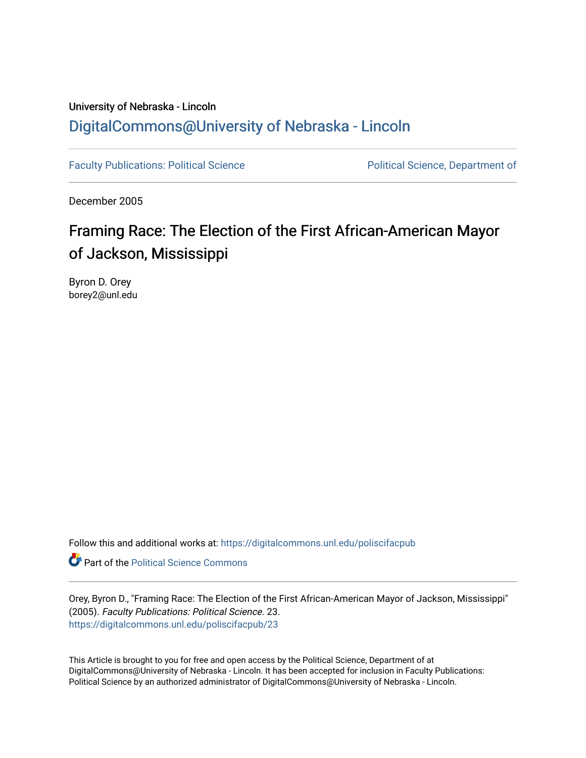University of Nebraska - Lincoln

## DigitalCommons@University of Nebraska - Lincoln

Faculty Publications: Political Science

Political Science, Department of

December 2005

# Framing Race: The Election of the First African-American Mayor of Jackson, Mississippi

Byron D. Orey
borey2@unl.edu

Follow this and additional works at: https://digitalcommons.unl.edu/poliscifacpub

Part of the Political Science Commons

Orey, Byron D., "Framing Race: The Election of the First African-American Mayor of Jackson, Mississippi" (2005). *Faculty Publications: Political Science*. 23.
https://digitalcommons.unl.edu/poliscifacpub/23

This Article is brought to you for free and open access by the Political Science, Department of at DigitalCommons@University of Nebraska - Lincoln. It has been accepted for inclusion in Faculty Publications: Political Science by an authorized administrator of DigitalCommons@University of Nebraska - Lincoln.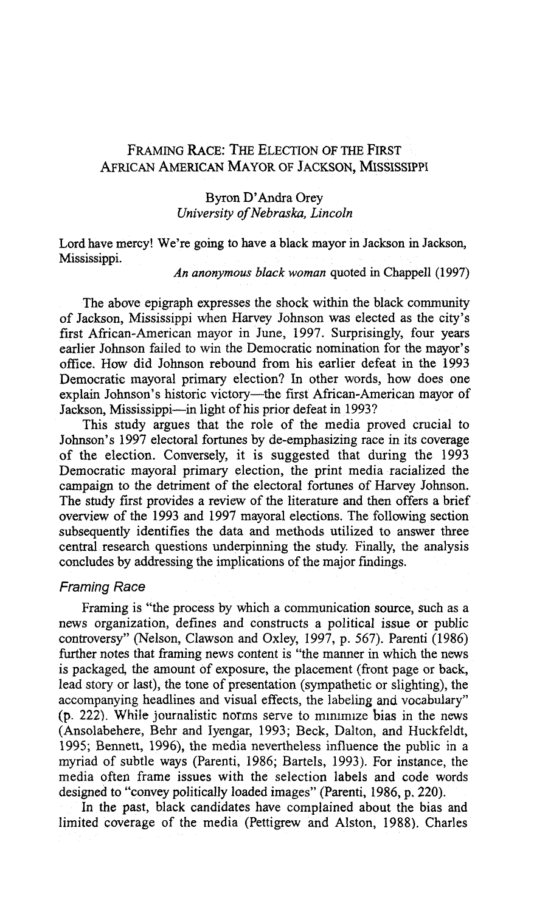# Framing Race: The Election of the First African American Mayor of Jackson, Mississippi

Byron D'Andra Orey
*University of Nebraska, Lincoln*

Lord have mercy! We're going to have a black mayor in Jackson in Jackson, Mississippi.

*An anonymous black woman* quoted in Chappell (1997)

The above epigraph expresses the shock within the black community of Jackson, Mississippi when Harvey Johnson was elected as the city's first African-American mayor in June, 1997. Surprisingly, four years earlier Johnson failed to win the Democratic nomination for the mayor's office. How did Johnson rebound from his earlier defeat in the 1993 Democratic mayoral primary election? In other words, how does one explain Johnson's historic victory—the first African-American mayor of Jackson, Mississippi—in light of his prior defeat in 1993?

This study argues that the role of the media proved crucial to Johnson's 1997 electoral fortunes by de-emphasizing race in its coverage of the election. Conversely, it is suggested that during the 1993 Democratic mayoral primary election, the print media racialized the campaign to the detriment of the electoral fortunes of Harvey Johnson. The study first provides a review of the literature and then offers a brief overview of the 1993 and 1997 mayoral elections. The following section subsequently identifies the data and methods utilized to answer three central research questions underpinning the study. Finally, the analysis concludes by addressing the implications of the major findings.

## Framing Race

Framing is "the process by which a communication source, such as a news organization, defines and constructs a political issue or public controversy" (Nelson, Clawson and Oxley, 1997, p. 567). Parenti (1986) further notes that framing news content is "the manner in which the news is packaged, the amount of exposure, the placement (front page or back, lead story or last), the tone of presentation (sympathetic or slighting), the accompanying headlines and visual effects, the labeling and vocabulary" (p. 222). While journalistic norms serve to minimize bias in the news (Ansolabehere, Behr and Iyengar, 1993; Beck, Dalton, and Huckfeldt, 1995; Bennett, 1996), the media nevertheless influence the public in a myriad of subtle ways (Parenti, 1986; Bartels, 1993). For instance, the media often frame issues with the selection labels and code words designed to "convey politically loaded images" (Parenti, 1986, p. 220).

In the past, black candidates have complained about the bias and limited coverage of the media (Pettigrew and Alston, 1988). Charles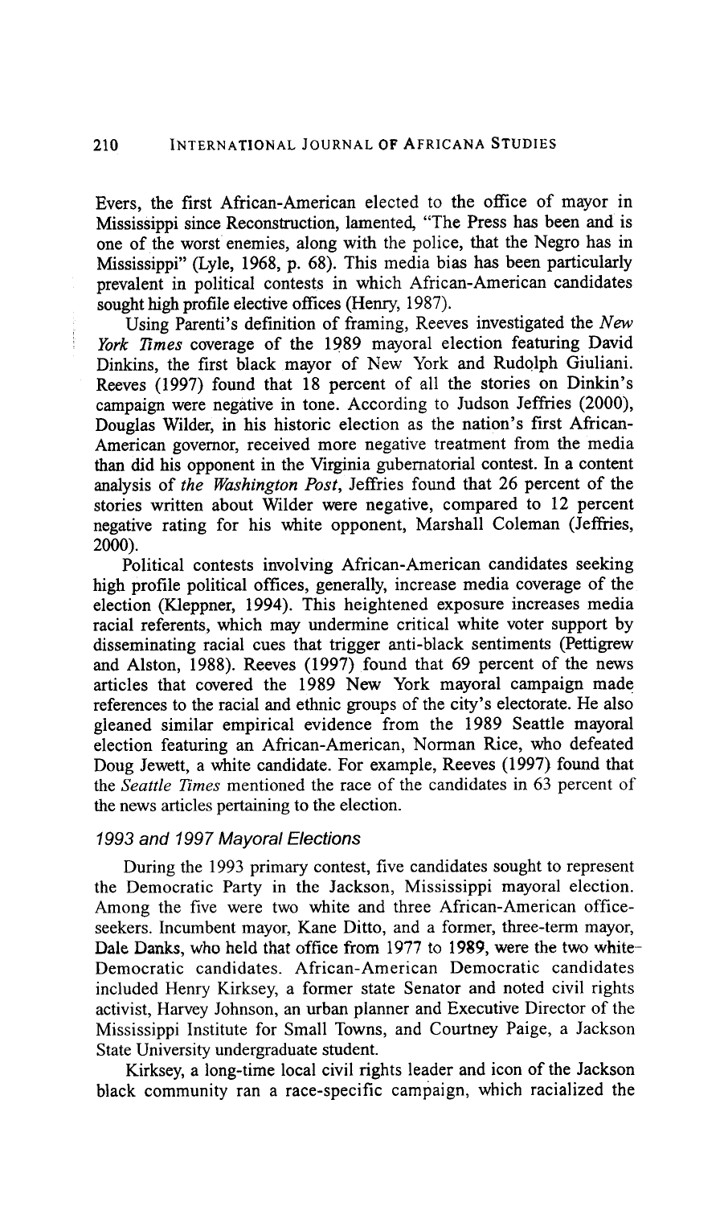Evers, the first African-American elected to the office of mayor in Mississippi since Reconstruction, lamented, "The Press has been and is one of the worst enemies, along with the police, that the Negro has in Mississippi" (Lyle, 1968, p. 68). This media bias has been particularly prevalent in political contests in which African-American candidates sought high profile elective offices (Henry, 1987).

Using Parenti's definition of framing, Reeves investigated the *New York Times* coverage of the 1989 mayoral election featuring David Dinkins, the first black mayor of New York and Rudolph Giuliani. Reeves (1997) found that 18 percent of all the stories on Dinkin's campaign were negative in tone. According to Judson Jeffries (2000), Douglas Wilder, in his historic election as the nation's first African-American governor, received more negative treatment from the media than did his opponent in the Virginia gubernatorial contest. In a content analysis of *the Washington Post*, Jeffries found that 26 percent of the stories written about Wilder were negative, compared to 12 percent negative rating for his white opponent, Marshall Coleman (Jeffries, 2000).

Political contests involving African-American candidates seeking high profile political offices, generally, increase media coverage of the election (Kleppner, 1994). This heightened exposure increases media racial referents, which may undermine critical white voter support by disseminating racial cues that trigger anti-black sentiments (Pettigrew and Alston, 1988). Reeves (1997) found that 69 percent of the news articles that covered the 1989 New York mayoral campaign made references to the racial and ethnic groups of the city's electorate. He also gleaned similar empirical evidence from the 1989 Seattle mayoral election featuring an African-American, Norman Rice, who defeated Doug Jewett, a white candidate. For example, Reeves (1997) found that the *Seattle Times* mentioned the race of the candidates in 63 percent of the news articles pertaining to the election.

### *1993 and 1997 Mayoral Elections*

During the 1993 primary contest, five candidates sought to represent the Democratic Party in the Jackson, Mississippi mayoral election. Among the five were two white and three African-American office-seekers. Incumbent mayor, Kane Ditto, and a former, three-term mayor, Dale Danks, who held that office from 1977 to 1989, were the two white-Democratic candidates. African-American Democratic candidates included Henry Kirksey, a former state Senator and noted civil rights activist, Harvey Johnson, an urban planner and Executive Director of the Mississippi Institute for Small Towns, and Courtney Paige, a Jackson State University undergraduate student.

Kirksey, a long-time local civil rights leader and icon of the Jackson black community ran a race-specific campaign, which racialized the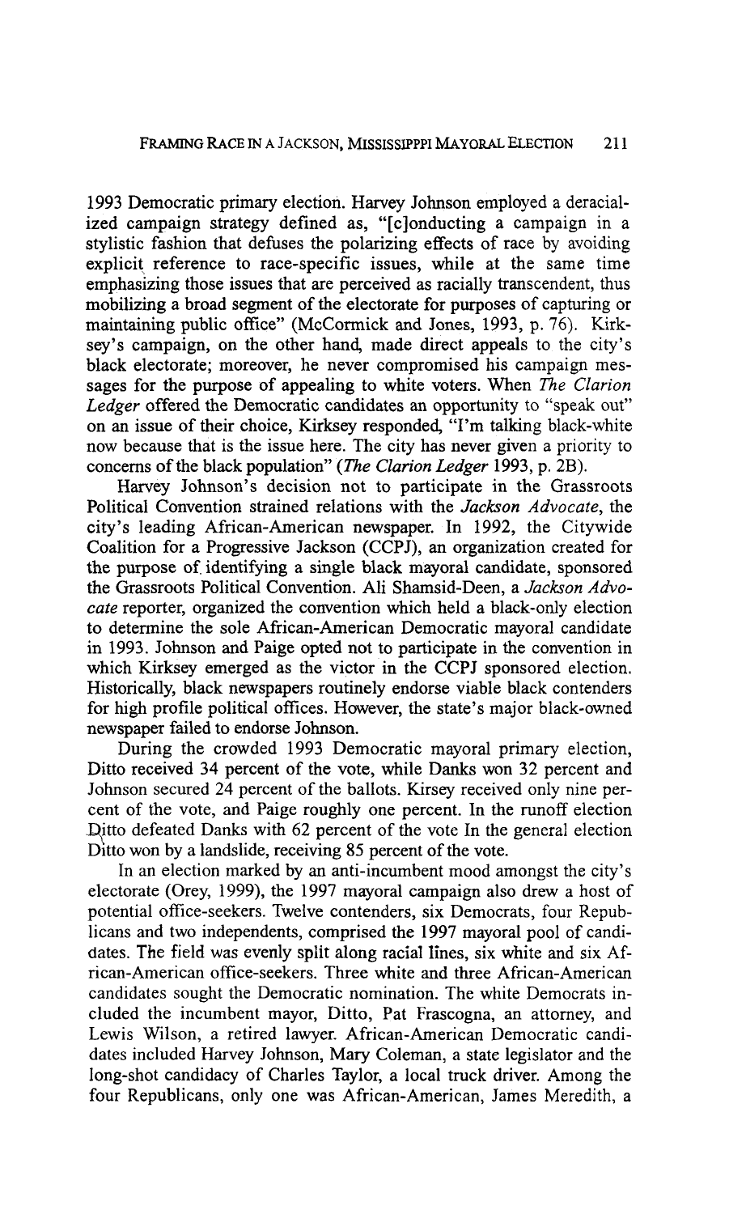1993 Democratic primary election. Harvey Johnson employed a deracialized campaign strategy defined as, "[c]onducting a campaign in a stylistic fashion that defuses the polarizing effects of race by avoiding explicit reference to race-specific issues, while at the same time emphasizing those issues that are perceived as racially transcendent, thus mobilizing a broad segment of the electorate for purposes of capturing or maintaining public office" (McCormick and Jones, 1993, p. 76). Kirksey's campaign, on the other hand, made direct appeals to the city's black electorate; moreover, he never compromised his campaign messages for the purpose of appealing to white voters. When *The Clarion Ledger* offered the Democratic candidates an opportunity to "speak out" on an issue of their choice, Kirksey responded, "I'm talking black-white now because that is the issue here. The city has never given a priority to concerns of the black population" (*The Clarion Ledger* 1993, p. 2B).

Harvey Johnson's decision not to participate in the Grassroots Political Convention strained relations with the *Jackson Advocate*, the city's leading African-American newspaper. In 1992, the Citywide Coalition for a Progressive Jackson (CCPJ), an organization created for the purpose of identifying a single black mayoral candidate, sponsored the Grassroots Political Convention. Ali Shamsid-Deen, a *Jackson Advocate* reporter, organized the convention which held a black-only election to determine the sole African-American Democratic mayoral candidate in 1993. Johnson and Paige opted not to participate in the convention in which Kirksey emerged as the victor in the CCPJ sponsored election. Historically, black newspapers routinely endorse viable black contenders for high profile political offices. However, the state's major black-owned newspaper failed to endorse Johnson.

During the crowded 1993 Democratic mayoral primary election, Ditto received 34 percent of the vote, while Danks won 32 percent and Johnson secured 24 percent of the ballots. Kirsey received only nine percent of the vote, and Paige roughly one percent. In the runoff election Ditto defeated Danks with 62 percent of the vote In the general election Ditto won by a landslide, receiving 85 percent of the vote.

In an election marked by an anti-incumbent mood amongst the city's electorate (Orey, 1999), the 1997 mayoral campaign also drew a host of potential office-seekers. Twelve contenders, six Democrats, four Republicans and two independents, comprised the 1997 mayoral pool of candidates. The field was evenly split along racial lines, six white and six African-American office-seekers. Three white and three African-American candidates sought the Democratic nomination. The white Democrats included the incumbent mayor, Ditto, Pat Frascogna, an attorney, and Lewis Wilson, a retired lawyer. African-American Democratic candidates included Harvey Johnson, Mary Coleman, a state legislator and the long-shot candidacy of Charles Taylor, a local truck driver. Among the four Republicans, only one was African-American, James Meredith, a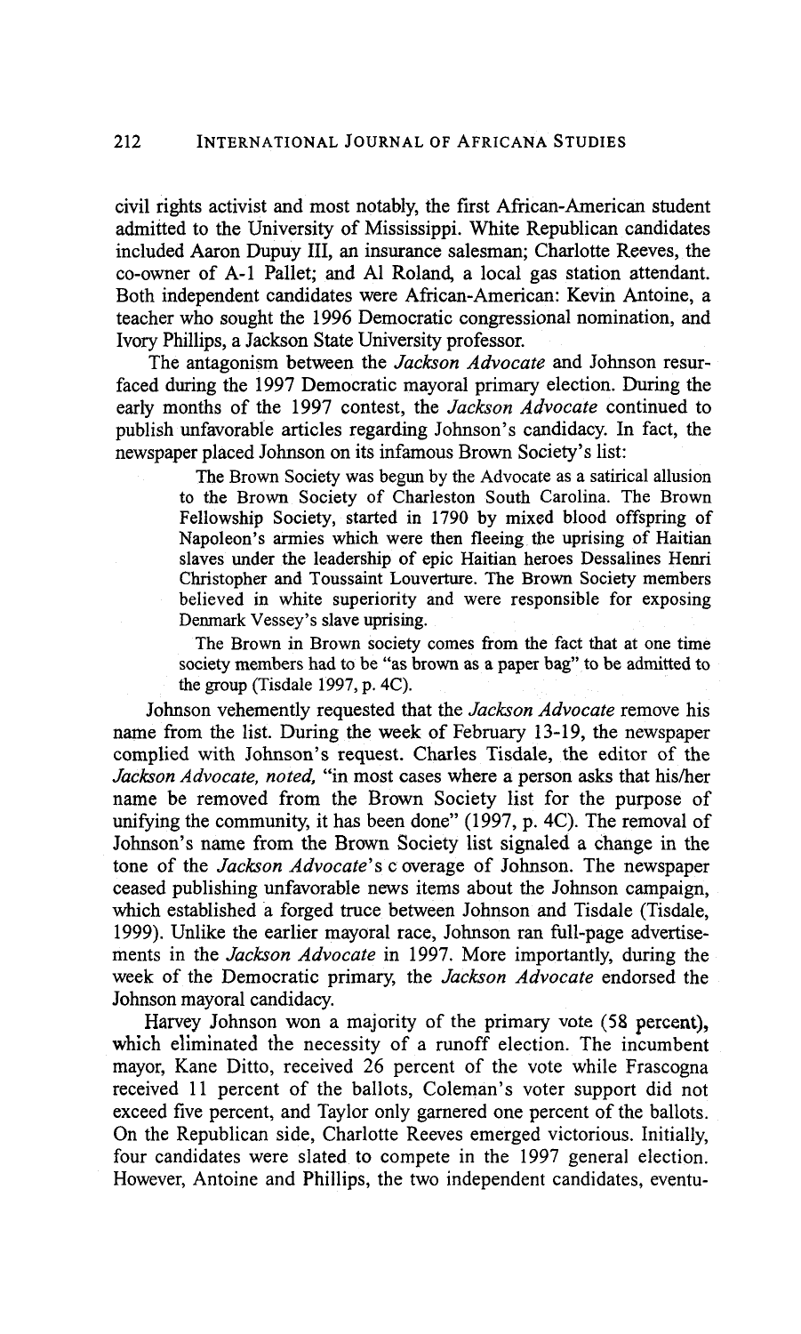civil rights activist and most notably, the first African-American student admitted to the University of Mississippi. White Republican candidates included Aaron Dupuy III, an insurance salesman; Charlotte Reeves, the co-owner of A-1 Pallet; and Al Roland, a local gas station attendant. Both independent candidates were African-American: Kevin Antoine, a teacher who sought the 1996 Democratic congressional nomination, and Ivory Phillips, a Jackson State University professor.

The antagonism between the *Jackson Advocate* and Johnson resurfaced during the 1997 Democratic mayoral primary election. During the early months of the 1997 contest, the *Jackson Advocate* continued to publish unfavorable articles regarding Johnson's candidacy. In fact, the newspaper placed Johnson on its infamous Brown Society's list:

> The Brown Society was begun by the Advocate as a satirical allusion to the Brown Society of Charleston South Carolina. The Brown Fellowship Society, started in 1790 by mixed blood offspring of Napoleon's armies which were then fleeing the uprising of Haitian slaves under the leadership of epic Haitian heroes Dessalines Henri Christopher and Toussaint Louverture. The Brown Society members believed in white superiority and were responsible for exposing Denmark Vessey's slave uprising.
>
> The Brown in Brown society comes from the fact that at one time society members had to be "as brown as a paper bag" to be admitted to the group (Tisdale 1997, p. 4C).

Johnson vehemently requested that the *Jackson Advocate* remove his name from the list. During the week of February 13-19, the newspaper complied with Johnson's request. Charles Tisdale, the editor of the *Jackson Advocate, noted,* "in most cases where a person asks that his/her name be removed from the Brown Society list for the purpose of unifying the community, it has been done" (1997, p. 4C). The removal of Johnson's name from the Brown Society list signaled a change in the tone of the *Jackson Advocate*'s coverage of Johnson. The newspaper ceased publishing unfavorable news items about the Johnson campaign, which established a forged truce between Johnson and Tisdale (Tisdale, 1999). Unlike the earlier mayoral race, Johnson ran full-page advertisements in the *Jackson Advocate* in 1997. More importantly, during the week of the Democratic primary, the *Jackson Advocate* endorsed the Johnson mayoral candidacy.

Harvey Johnson won a majority of the primary vote (58 percent), which eliminated the necessity of a runoff election. The incumbent mayor, Kane Ditto, received 26 percent of the vote while Frascogna received 11 percent of the ballots, Coleman's voter support did not exceed five percent, and Taylor only garnered one percent of the ballots. On the Republican side, Charlotte Reeves emerged victorious. Initially, four candidates were slated to compete in the 1997 general election. However, Antoine and Phillips, the two independent candidates, eventu-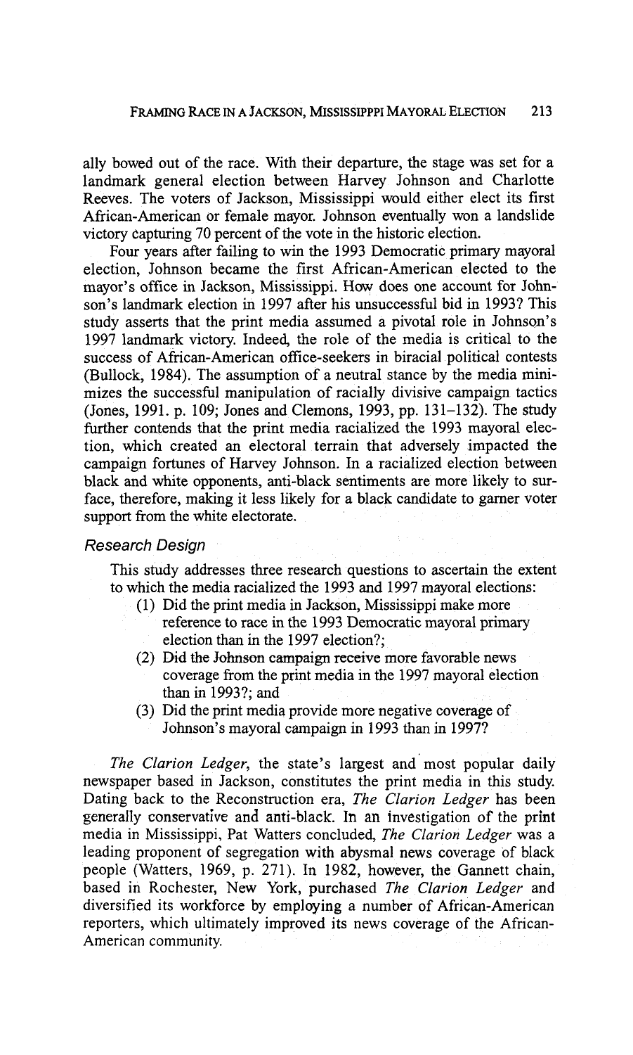ally bowed out of the race. With their departure, the stage was set for a landmark general election between Harvey Johnson and Charlotte Reeves. The voters of Jackson, Mississippi would either elect its first African-American or female mayor. Johnson eventually won a landslide victory capturing 70 percent of the vote in the historic election.

Four years after failing to win the 1993 Democratic primary mayoral election, Johnson became the first African-American elected to the mayor's office in Jackson, Mississippi. How does one account for Johnson's landmark election in 1997 after his unsuccessful bid in 1993? This study asserts that the print media assumed a pivotal role in Johnson's 1997 landmark victory. Indeed, the role of the media is critical to the success of African-American office-seekers in biracial political contests (Bullock, 1984). The assumption of a neutral stance by the media minimizes the successful manipulation of racially divisive campaign tactics (Jones, 1991. p. 109; Jones and Clemons, 1993, pp. 131–132). The study further contends that the print media racialized the 1993 mayoral election, which created an electoral terrain that adversely impacted the campaign fortunes of Harvey Johnson. In a racialized election between black and white opponents, anti-black sentiments are more likely to surface, therefore, making it less likely for a black candidate to garner voter support from the white electorate.

### *Research Design*

This study addresses three research questions to ascertain the extent to which the media racialized the 1993 and 1997 mayoral elections:

(1) Did the print media in Jackson, Mississippi make more reference to race in the 1993 Democratic mayoral primary election than in the 1997 election?;

(2) Did the Johnson campaign receive more favorable news coverage from the print media in the 1997 mayoral election than in 1993?; and

(3) Did the print media provide more negative coverage of Johnson's mayoral campaign in 1993 than in 1997?

*The Clarion Ledger*, the state's largest and most popular daily newspaper based in Jackson, constitutes the print media in this study. Dating back to the Reconstruction era, *The Clarion Ledger* has been generally conservative and anti-black. In an investigation of the print media in Mississippi, Pat Watters concluded, *The Clarion Ledger* was a leading proponent of segregation with abysmal news coverage of black people (Watters, 1969, p. 271). In 1982, however, the Gannett chain, based in Rochester, New York, purchased *The Clarion Ledger* and diversified its workforce by employing a number of African-American reporters, which ultimately improved its news coverage of the African-American community.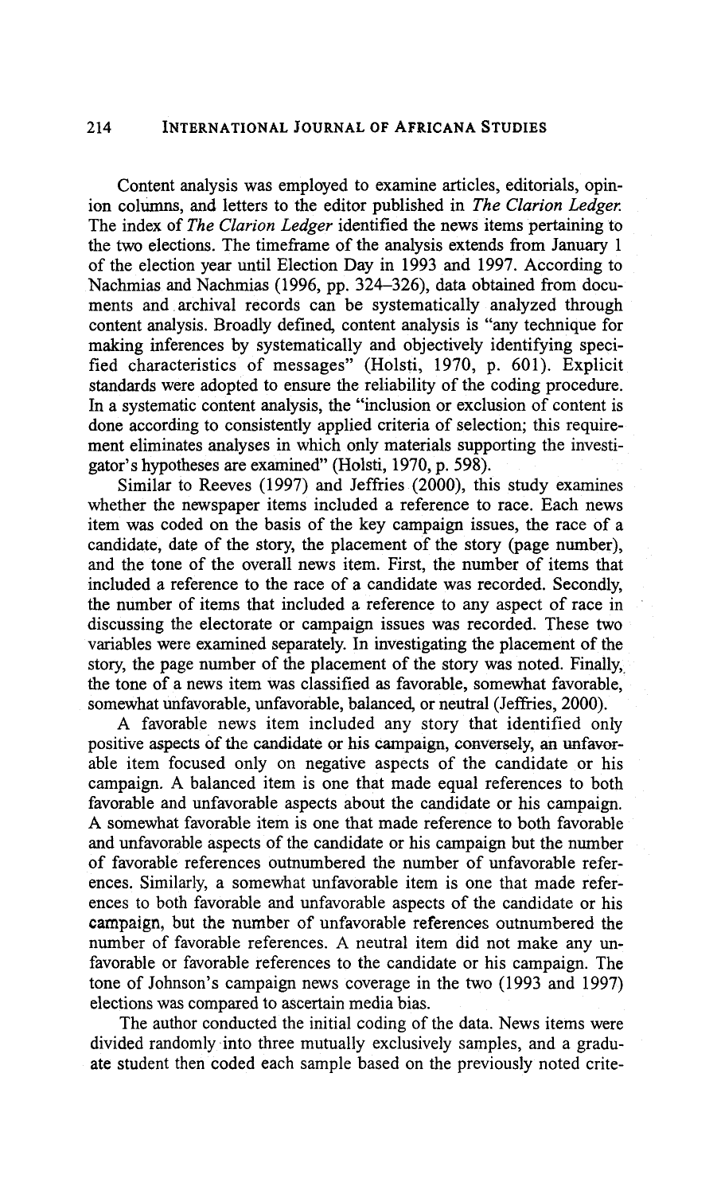Content analysis was employed to examine articles, editorials, opinion columns, and letters to the editor published in *The Clarion Ledger.* The index of *The Clarion Ledger* identified the news items pertaining to the two elections. The timeframe of the analysis extends from January 1 of the election year until Election Day in 1993 and 1997. According to Nachmias and Nachmias (1996, pp. 324–326), data obtained from documents and archival records can be systematically analyzed through content analysis. Broadly defined, content analysis is "any technique for making inferences by systematically and objectively identifying specified characteristics of messages" (Holsti, 1970, p. 601). Explicit standards were adopted to ensure the reliability of the coding procedure. In a systematic content analysis, the "inclusion or exclusion of content is done according to consistently applied criteria of selection; this requirement eliminates analyses in which only materials supporting the investigator's hypotheses are examined" (Holsti, 1970, p. 598).

Similar to Reeves (1997) and Jeffries (2000), this study examines whether the newspaper items included a reference to race. Each news item was coded on the basis of the key campaign issues, the race of a candidate, date of the story, the placement of the story (page number), and the tone of the overall news item. First, the number of items that included a reference to the race of a candidate was recorded. Secondly, the number of items that included a reference to any aspect of race in discussing the electorate or campaign issues was recorded. These two variables were examined separately. In investigating the placement of the story, the page number of the placement of the story was noted. Finally, the tone of a news item was classified as favorable, somewhat favorable, somewhat unfavorable, unfavorable, balanced, or neutral (Jeffries, 2000).

A favorable news item included any story that identified only positive aspects of the candidate or his campaign, conversely, an unfavorable item focused only on negative aspects of the candidate or his campaign. A balanced item is one that made equal references to both favorable and unfavorable aspects about the candidate or his campaign. A somewhat favorable item is one that made reference to both favorable and unfavorable aspects of the candidate or his campaign but the number of favorable references outnumbered the number of unfavorable references. Similarly, a somewhat unfavorable item is one that made references to both favorable and unfavorable aspects of the candidate or his campaign, but the number of unfavorable references outnumbered the number of favorable references. A neutral item did not make any unfavorable or favorable references to the candidate or his campaign. The tone of Johnson's campaign news coverage in the two (1993 and 1997) elections was compared to ascertain media bias.

The author conducted the initial coding of the data. News items were divided randomly into three mutually exclusively samples, and a graduate student then coded each sample based on the previously noted crite-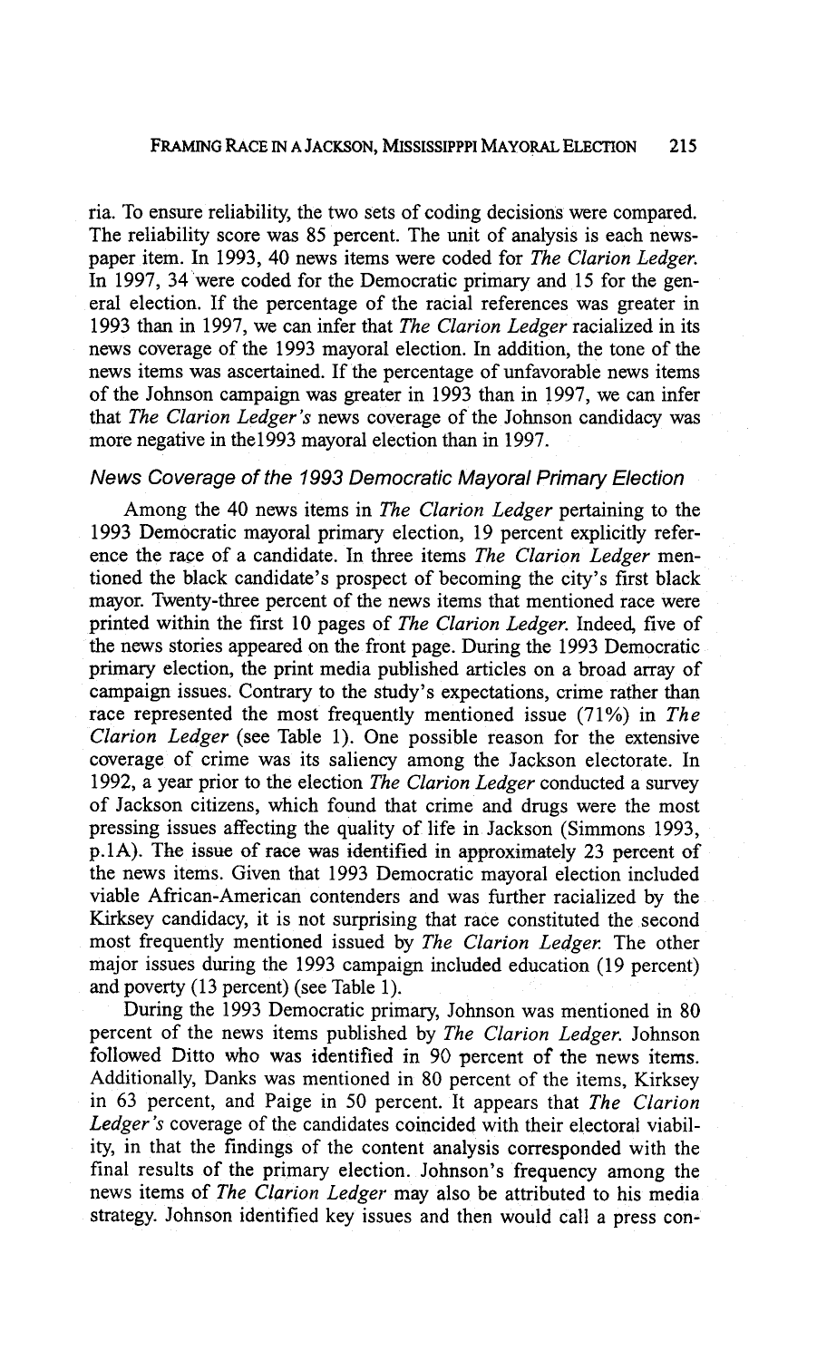ria. To ensure reliability, the two sets of coding decisions were compared. The reliability score was 85 percent. The unit of analysis is each newspaper item. In 1993, 40 news items were coded for *The Clarion Ledger*. In 1997, 34 were coded for the Democratic primary and 15 for the general election. If the percentage of the racial references was greater in 1993 than in 1997, we can infer that *The Clarion Ledger* racialized in its news coverage of the 1993 mayoral election. In addition, the tone of the news items was ascertained. If the percentage of unfavorable news items of the Johnson campaign was greater in 1993 than in 1997, we can infer that *The Clarion Ledger's* news coverage of the Johnson candidacy was more negative in the1993 mayoral election than in 1997.

### *News Coverage of the 1993 Democratic Mayoral Primary Election*

Among the 40 news items in *The Clarion Ledger* pertaining to the 1993 Democratic mayoral primary election, 19 percent explicitly reference the race of a candidate. In three items *The Clarion Ledger* mentioned the black candidate's prospect of becoming the city's first black mayor. Twenty-three percent of the news items that mentioned race were printed within the first 10 pages of *The Clarion Ledger*. Indeed, five of the news stories appeared on the front page. During the 1993 Democratic primary election, the print media published articles on a broad array of campaign issues. Contrary to the study's expectations, crime rather than race represented the most frequently mentioned issue (71%) in *The Clarion Ledger* (see Table 1). One possible reason for the extensive coverage of crime was its saliency among the Jackson electorate. In 1992, a year prior to the election *The Clarion Ledger* conducted a survey of Jackson citizens, which found that crime and drugs were the most pressing issues affecting the quality of life in Jackson (Simmons 1993, p.1A). The issue of race was identified in approximately 23 percent of the news items. Given that 1993 Democratic mayoral election included viable African-American contenders and was further racialized by the Kirksey candidacy, it is not surprising that race constituted the second most frequently mentioned issued by *The Clarion Ledger*. The other major issues during the 1993 campaign included education (19 percent) and poverty (13 percent) (see Table 1).

During the 1993 Democratic primary, Johnson was mentioned in 80 percent of the news items published by *The Clarion Ledger*. Johnson followed Ditto who was identified in 90 percent of the news items. Additionally, Danks was mentioned in 80 percent of the items, Kirksey in 63 percent, and Paige in 50 percent. It appears that *The Clarion Ledger's* coverage of the candidates coincided with their electoral viability, in that the findings of the content analysis corresponded with the final results of the primary election. Johnson's frequency among the news items of *The Clarion Ledger* may also be attributed to his media strategy. Johnson identified key issues and then would call a press con-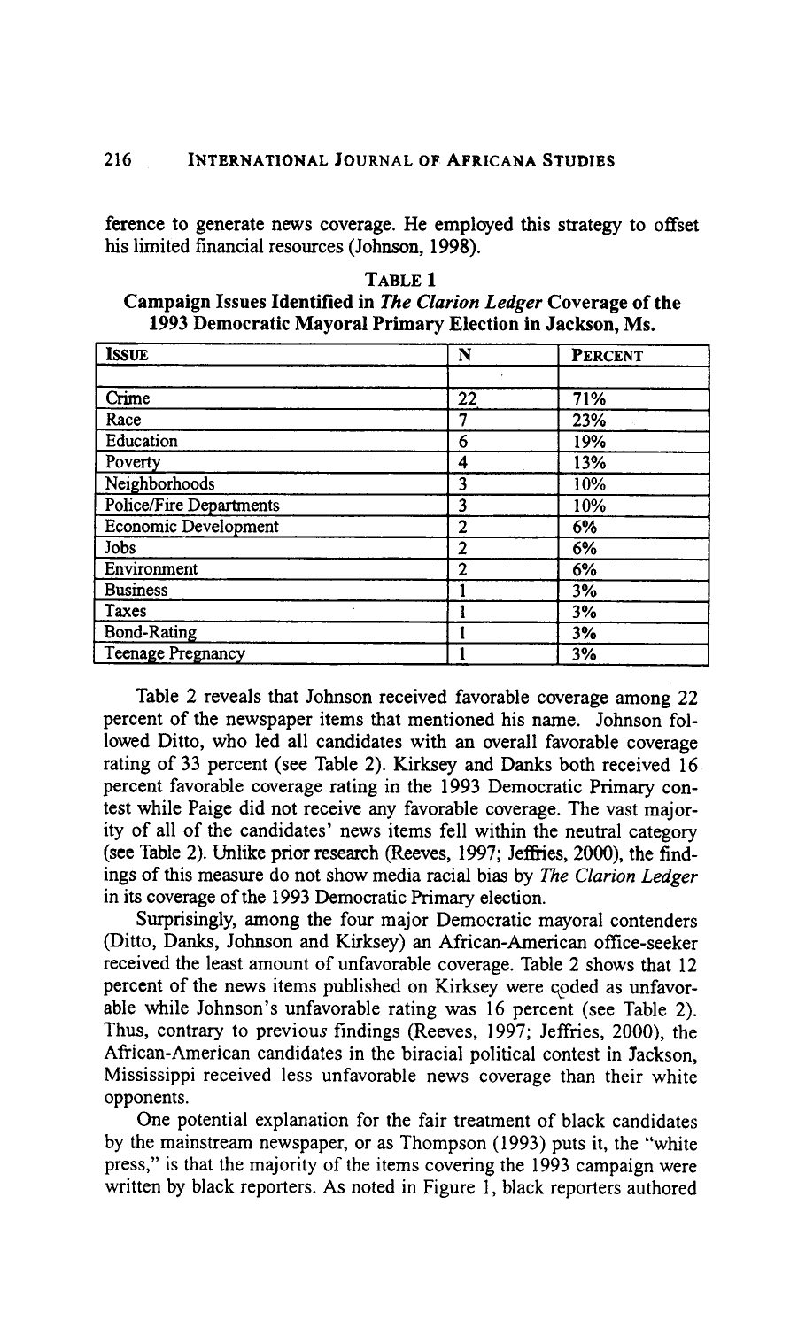ference to generate news coverage. He employed this strategy to offset his limited financial resources (Johnson, 1998).

**TABLE 1**
**Campaign Issues Identified in *The Clarion Ledger* Coverage of the 1993 Democratic Mayoral Primary Election in Jackson, Ms.**

| ISSUE | N | PERCENT |
|---|---|---|
| | | |
| Crime | 22 | 71% |
| Race | 7 | 23% |
| Education | 6 | 19% |
| Poverty | 4 | 13% |
| Neighborhoods | 3 | 10% |
| Police/Fire Departments | 3 | 10% |
| Economic Development | 2 | 6% |
| Jobs | 2 | 6% |
| Environment | 2 | 6% |
| Business | 1 | 3% |
| Taxes | 1 | 3% |
| Bond-Rating | 1 | 3% |
| Teenage Pregnancy | 1 | 3% |

Table 2 reveals that Johnson received favorable coverage among 22 percent of the newspaper items that mentioned his name. Johnson followed Ditto, who led all candidates with an overall favorable coverage rating of 33 percent (see Table 2). Kirksey and Danks both received 16 percent favorable coverage rating in the 1993 Democratic Primary contest while Paige did not receive any favorable coverage. The vast majority of all of the candidates' news items fell within the neutral category (see Table 2). Unlike prior research (Reeves, 1997; Jeffries, 2000), the findings of this measure do not show media racial bias by *The Clarion Ledger* in its coverage of the 1993 Democratic Primary election.

Surprisingly, among the four major Democratic mayoral contenders (Ditto, Danks, Johnson and Kirksey) an African-American office-seeker received the least amount of unfavorable coverage. Table 2 shows that 12 percent of the news items published on Kirksey were coded as unfavorable while Johnson's unfavorable rating was 16 percent (see Table 2). Thus, contrary to previous findings (Reeves, 1997; Jeffries, 2000), the African-American candidates in the biracial political contest in Jackson, Mississippi received less unfavorable news coverage than their white opponents.

One potential explanation for the fair treatment of black candidates by the mainstream newspaper, or as Thompson (1993) puts it, the "white press," is that the majority of the items covering the 1993 campaign were written by black reporters. As noted in Figure 1, black reporters authored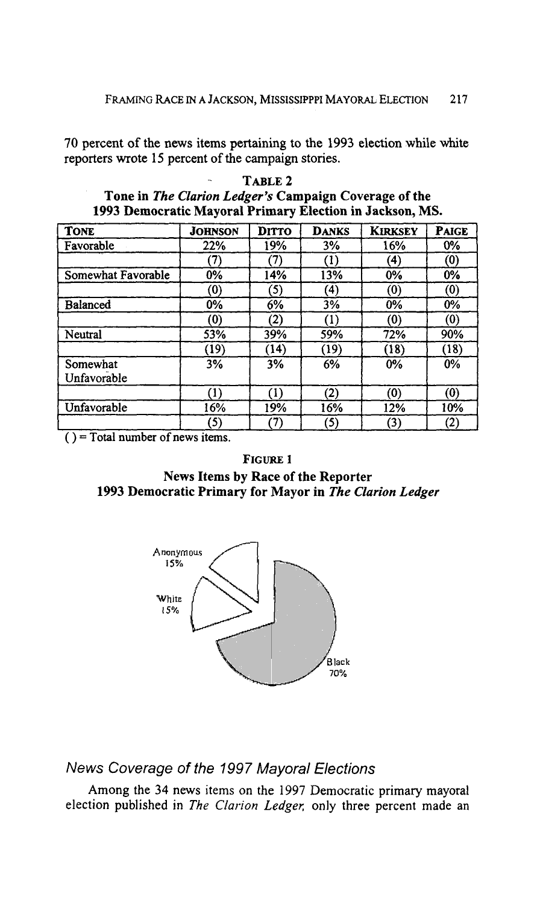70 percent of the news items pertaining to the 1993 election while white reporters wrote 15 percent of the campaign stories.

**TABLE 2**
**Tone in *The Clarion Ledger's* Campaign Coverage of the 1993 Democratic Mayoral Primary Election in Jackson, MS.**

| TONE | JOHNSON | DITTO | DANKS | KIRKSEY | PAIGE |
|---|---|---|---|---|---|
| Favorable | 22% | 19% | 3% | 16% | 0% |
| | (7) | (7) | (1) | (4) | (0) |
| Somewhat Favorable | 0% | 14% | 13% | 0% | 0% |
| | (0) | (5) | (4) | (0) | (0) |
| Balanced | 0% | 6% | 3% | 0% | 0% |
| | (0) | (2) | (1) | (0) | (0) |
| Neutral | 53% | 39% | 59% | 72% | 90% |
| | (19) | (14) | (19) | (18) | (18) |
| Somewhat Unfavorable | 3% | 3% | 6% | 0% | 0% |
| | (1) | (1) | (2) | (0) | (0) |
| Unfavorable | 16% | 19% | 16% | 12% | 10% |
| | (5) | (7) | (5) | (3) | (2) |

( ) = Total number of news items.

**FIGURE 1**
**News Items by Race of the Reporter**
**1993 Democratic Primary for Mayor in *The Clarion Ledger***

Anonymous 15%
White 15%
Black 70%

## *News Coverage of the 1997 Mayoral Elections*

Among the 34 news items on the 1997 Democratic primary mayoral election published in *The Clarion Ledger*, only three percent made an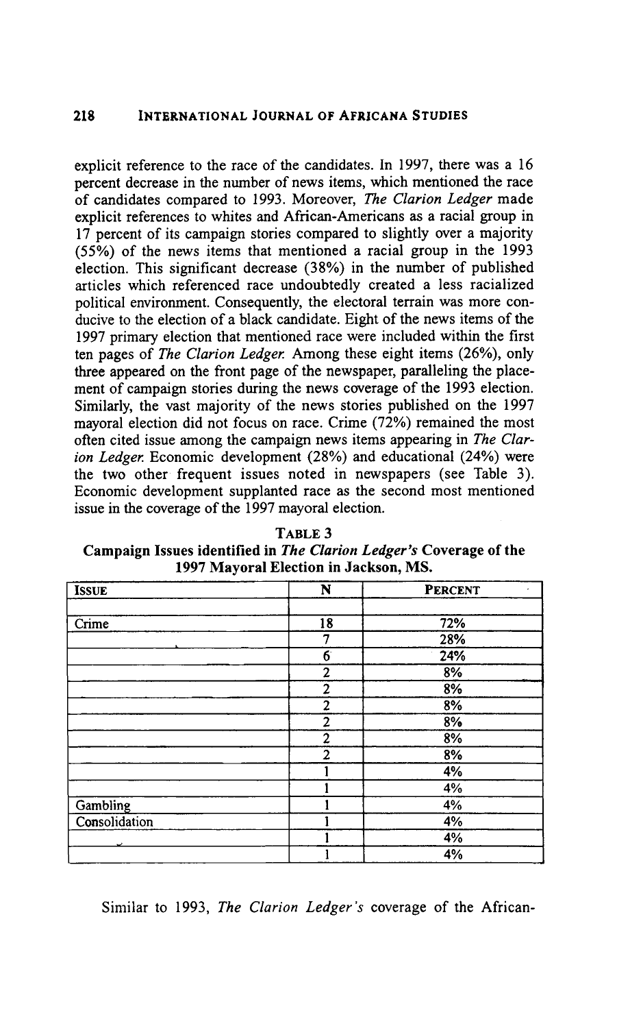explicit reference to the race of the candidates. In 1997, there was a 16 percent decrease in the number of news items, which mentioned the race of candidates compared to 1993. Moreover, *The Clarion Ledger* made explicit references to whites and African-Americans as a racial group in 17 percent of its campaign stories compared to slightly over a majority (55%) of the news items that mentioned a racial group in the 1993 election. This significant decrease (38%) in the number of published articles which referenced race undoubtedly created a less racialized political environment. Consequently, the electoral terrain was more conducive to the election of a black candidate. Eight of the news items of the 1997 primary election that mentioned race were included within the first ten pages of *The Clarion Ledger.* Among these eight items (26%), only three appeared on the front page of the newspaper, paralleling the placement of campaign stories during the news coverage of the 1993 election. Similarly, the vast majority of the news stories published on the 1997 mayoral election did not focus on race. Crime (72%) remained the most often cited issue among the campaign news items appearing in *The Clarion Ledger.* Economic development (28%) and educational (24%) were the two other frequent issues noted in newspapers (see Table 3). Economic development supplanted race as the second most mentioned issue in the coverage of the 1997 mayoral election.

**TABLE 3**
**Campaign Issues identified in *The Clarion Ledger's* Coverage of the 1997 Mayoral Election in Jackson, MS.**

| ISSUE | N | PERCENT |
|---|---|---|
| | | |
| Crime | 18 | 72% |
| | 7 | 28% |
| | 6 | 24% |
| | 2 | 8% |
| | 2 | 8% |
| | 2 | 8% |
| | 2 | 8% |
| | 2 | 8% |
| | 2 | 8% |
| | 1 | 4% |
| | 1 | 4% |
| Gambling | 1 | 4% |
| Consolidation | 1 | 4% |
| | 1 | 4% |
| | 1 | 4% |

Similar to 1993, *The Clarion Ledger's* coverage of the African-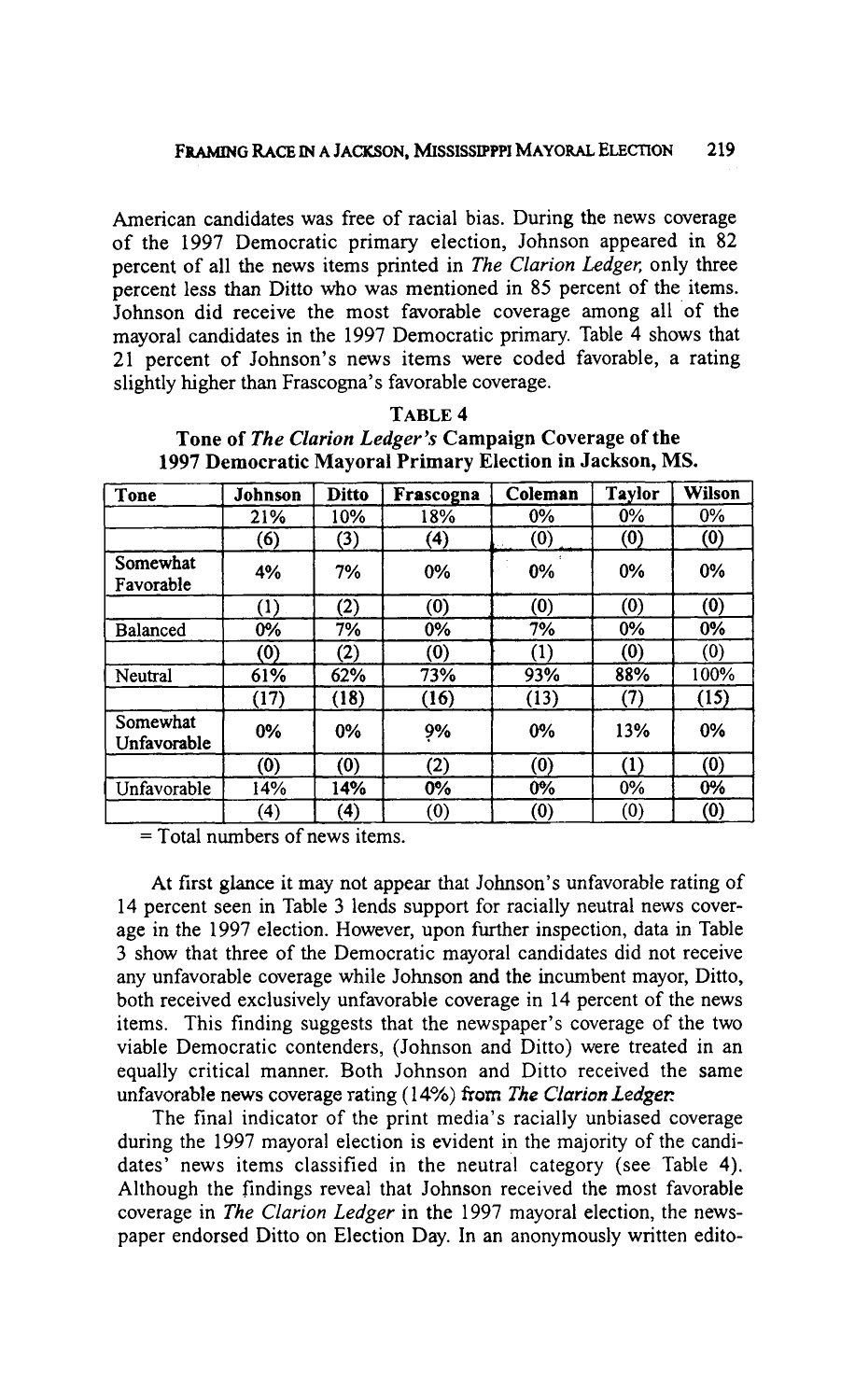American candidates was free of racial bias. During the news coverage of the 1997 Democratic primary election, Johnson appeared in 82 percent of all the news items printed in *The Clarion Ledger*, only three percent less than Ditto who was mentioned in 85 percent of the items. Johnson did receive the most favorable coverage among all of the mayoral candidates in the 1997 Democratic primary. Table 4 shows that 21 percent of Johnson's news items were coded favorable, a rating slightly higher than Frascogna's favorable coverage.

**TABLE 4**

**Tone of *The Clarion Ledger's* Campaign Coverage of the 1997 Democratic Mayoral Primary Election in Jackson, MS.**

| Tone | Johnson | Ditto | Frascogna | Coleman | Taylor | Wilson |
|---|---|---|---|---|---|---|
| | 21% | 10% | 18% | 0% | 0% | 0% |
| | (6) | (3) | (4) | (0) | (0) | (0) |
| Somewhat Favorable | 4% | 7% | 0% | 0% | 0% | 0% |
| | (1) | (2) | (0) | (0) | (0) | (0) |
| Balanced | 0% | 7% | 0% | 7% | 0% | 0% |
| | (0) | (2) | (0) | (1) | (0) | (0) |
| Neutral | 61% | 62% | 73% | 93% | 88% | 100% |
| | (17) | (18) | (16) | (13) | (7) | (15) |
| Somewhat Unfavorable | 0% | 0% | 9% | 0% | 13% | 0% |
| | (0) | (0) | (2) | (0) | (1) | (0) |
| Unfavorable | 14% | 14% | 0% | 0% | 0% | 0% |
| | (4) | (4) | (0) | (0) | (0) | (0) |

= Total numbers of news items.

At first glance it may not appear that Johnson's unfavorable rating of 14 percent seen in Table 3 lends support for racially neutral news coverage in the 1997 election. However, upon further inspection, data in Table 3 show that three of the Democratic mayoral candidates did not receive any unfavorable coverage while Johnson and the incumbent mayor, Ditto, both received exclusively unfavorable coverage in 14 percent of the news items. This finding suggests that the newspaper's coverage of the two viable Democratic contenders, (Johnson and Ditto) were treated in an equally critical manner. Both Johnson and Ditto received the same unfavorable news coverage rating (14%) from *The Clarion Ledger.*

The final indicator of the print media's racially unbiased coverage during the 1997 mayoral election is evident in the majority of the candidates' news items classified in the neutral category (see Table 4). Although the findings reveal that Johnson received the most favorable coverage in *The Clarion Ledger* in the 1997 mayoral election, the newspaper endorsed Ditto on Election Day. In an anonymously written edito-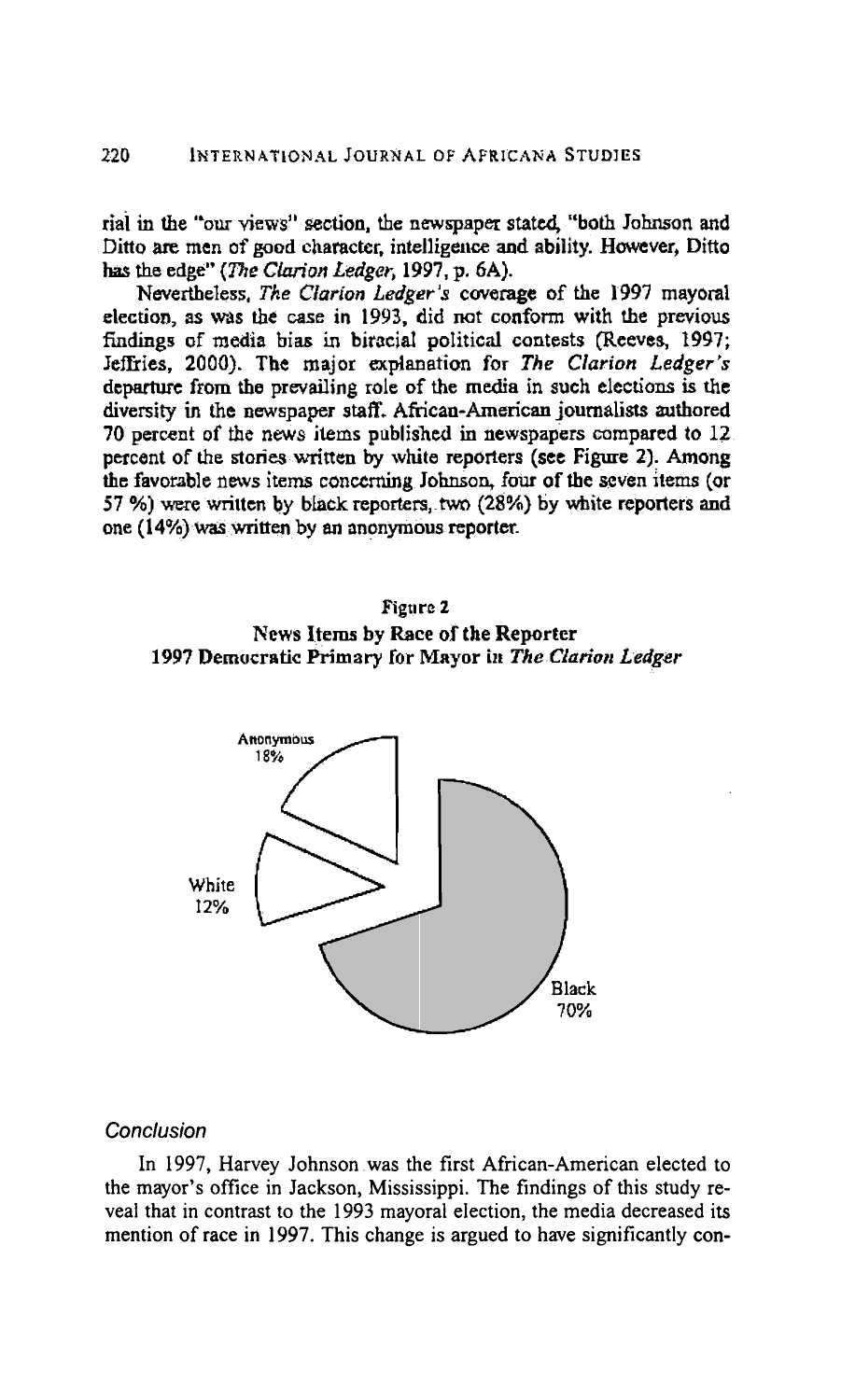rial in the "our views" section, the newspaper stated, "both Johnson and Ditto are men of good character, intelligence and ability. However, Ditto has the edge" (*The Clarion Ledger*, 1997, p. 6A).

Nevertheless, *The Clarion Ledger's* coverage of the 1997 mayoral election, as was the case in 1993, did not conform with the previous findings of media bias in biracial political contests (Reeves, 1997; Jeffries, 2000). The major explanation for *The Clarion Ledger's* departure from the prevailing role of the media in such elections is the diversity in the newspaper staff. African-American journalists authored 70 percent of the news items published in newspapers compared to 12 percent of the stories written by white reporters (see Figure 2). Among the favorable news items concerning Johnson, four of the seven items (or 57 %) were written by black reporters, two (28%) by white reporters and one (14%) was written by an anonymous reporter.

**Figure 2**
**News Items by Race of the Reporter**
**1997 Democratic Primary for Mayor in *The Clarion Ledger***

| Race of Reporter | Percent |
|---|---|
| Black | 70% |
| White | 12% |
| Anonymous | 18% |

## *Conclusion*

In 1997, Harvey Johnson was the first African-American elected to the mayor's office in Jackson, Mississippi. The findings of this study reveal that in contrast to the 1993 mayoral election, the media decreased its mention of race in 1997. This change is argued to have significantly con-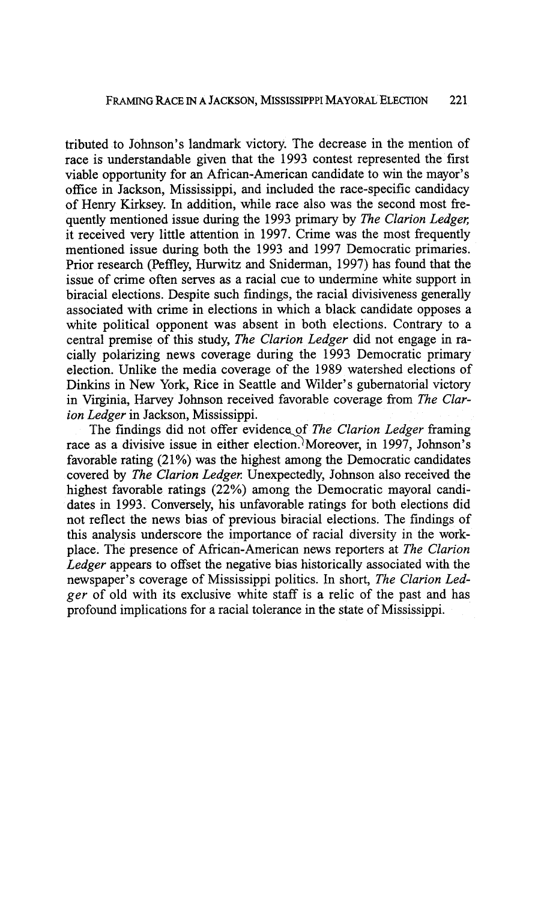tributed to Johnson's landmark victory. The decrease in the mention of race is understandable given that the 1993 contest represented the first viable opportunity for an African-American candidate to win the mayor's office in Jackson, Mississippi, and included the race-specific candidacy of Henry Kirksey. In addition, while race also was the second most frequently mentioned issue during the 1993 primary by *The Clarion Ledger,* it received very little attention in 1997. Crime was the most frequently mentioned issue during both the 1993 and 1997 Democratic primaries. Prior research (Peffley, Hurwitz and Sniderman, 1997) has found that the issue of crime often serves as a racial cue to undermine white support in biracial elections. Despite such findings, the racial divisiveness generally associated with crime in elections in which a black candidate opposes a white political opponent was absent in both elections. Contrary to a central premise of this study, *The Clarion Ledger* did not engage in racially polarizing news coverage during the 1993 Democratic primary election. Unlike the media coverage of the 1989 watershed elections of Dinkins in New York, Rice in Seattle and Wilder's gubernatorial victory in Virginia, Harvey Johnson received favorable coverage from *The Clarion Ledger* in Jackson, Mississippi.

The findings did not offer evidence of *The Clarion Ledger* framing race as a divisive issue in either election. Moreover, in 1997, Johnson's favorable rating (21%) was the highest among the Democratic candidates covered by *The Clarion Ledger.* Unexpectedly, Johnson also received the highest favorable ratings (22%) among the Democratic mayoral candidates in 1993. Conversely, his unfavorable ratings for both elections did not reflect the news bias of previous biracial elections. The findings of this analysis underscore the importance of racial diversity in the workplace. The presence of African-American news reporters at *The Clarion Ledger* appears to offset the negative bias historically associated with the newspaper's coverage of Mississippi politics. In short, *The Clarion Ledger* of old with its exclusive white staff is a relic of the past and has profound implications for a racial tolerance in the state of Mississippi.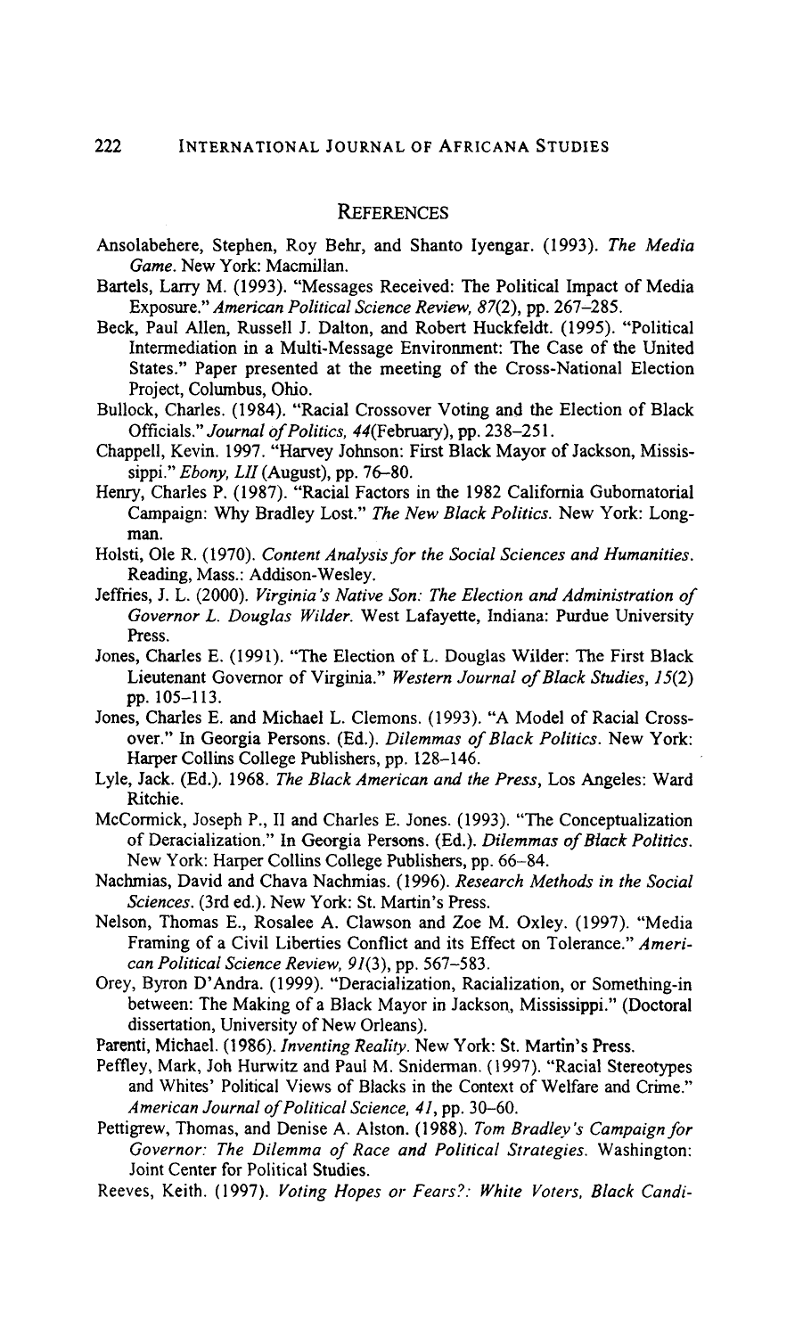## References

Ansolabehere, Stephen, Roy Behr, and Shanto Iyengar. (1993). *The Media Game*. New York: Macmillan.

Bartels, Larry M. (1993). "Messages Received: The Political Impact of Media Exposure." *American Political Science Review, 87*(2), pp. 267–285.

Beck, Paul Allen, Russell J. Dalton, and Robert Huckfeldt. (1995). "Political Intermediation in a Multi-Message Environment: The Case of the United States." Paper presented at the meeting of the Cross-National Election Project, Columbus, Ohio.

Bullock, Charles. (1984). "Racial Crossover Voting and the Election of Black Officials." *Journal of Politics, 44*(February), pp. 238–251.

Chappell, Kevin. 1997. "Harvey Johnson: First Black Mayor of Jackson, Mississippi." *Ebony, LII* (August), pp. 76–80.

Henry, Charles P. (1987). "Racial Factors in the 1982 California Gubornatorial Campaign: Why Bradley Lost." *The New Black Politics*. New York: Longman.

Holsti, Ole R. (1970). *Content Analysis for the Social Sciences and Humanities*. Reading, Mass.: Addison-Wesley.

Jeffries, J. L. (2000). *Virginia's Native Son: The Election and Administration of Governor L. Douglas Wilder*. West Lafayette, Indiana: Purdue University Press.

Jones, Charles E. (1991). "The Election of L. Douglas Wilder: The First Black Lieutenant Governor of Virginia." *Western Journal of Black Studies, 15*(2) pp. 105–113.

Jones, Charles E. and Michael L. Clemons. (1993). "A Model of Racial Crossover." In Georgia Persons. (Ed.). *Dilemmas of Black Politics*. New York: Harper Collins College Publishers, pp. 128–146.

Lyle, Jack. (Ed.). 1968. *The Black American and the Press*, Los Angeles: Ward Ritchie.

McCormick, Joseph P., II and Charles E. Jones. (1993). "The Conceptualization of Deracialization." In Georgia Persons. (Ed.). *Dilemmas of Black Politics*. New York: Harper Collins College Publishers, pp. 66–84.

Nachmias, David and Chava Nachmias. (1996). *Research Methods in the Social Sciences*. (3rd ed.). New York: St. Martin's Press.

Nelson, Thomas E., Rosalee A. Clawson and Zoe M. Oxley. (1997). "Media Framing of a Civil Liberties Conflict and its Effect on Tolerance." *American Political Science Review, 91*(3), pp. 567–583.

Orey, Byron D'Andra. (1999). "Deracialization, Racialization, or Something-in between: The Making of a Black Mayor in Jackson, Mississippi." (Doctoral dissertation, University of New Orleans).

Parenti, Michael. (1986). *Inventing Reality*. New York: St. Martin's Press.

Peffley, Mark, Joh Hurwitz and Paul M. Sniderman. (1997). "Racial Stereotypes and Whites' Political Views of Blacks in the Context of Welfare and Crime." *American Journal of Political Science, 41*, pp. 30–60.

Pettigrew, Thomas, and Denise A. Alston. (1988). *Tom Bradley's Campaign for Governor: The Dilemma of Race and Political Strategies*. Washington: Joint Center for Political Studies.

Reeves, Keith. (1997). *Voting Hopes or Fears?: White Voters, Black Candi-*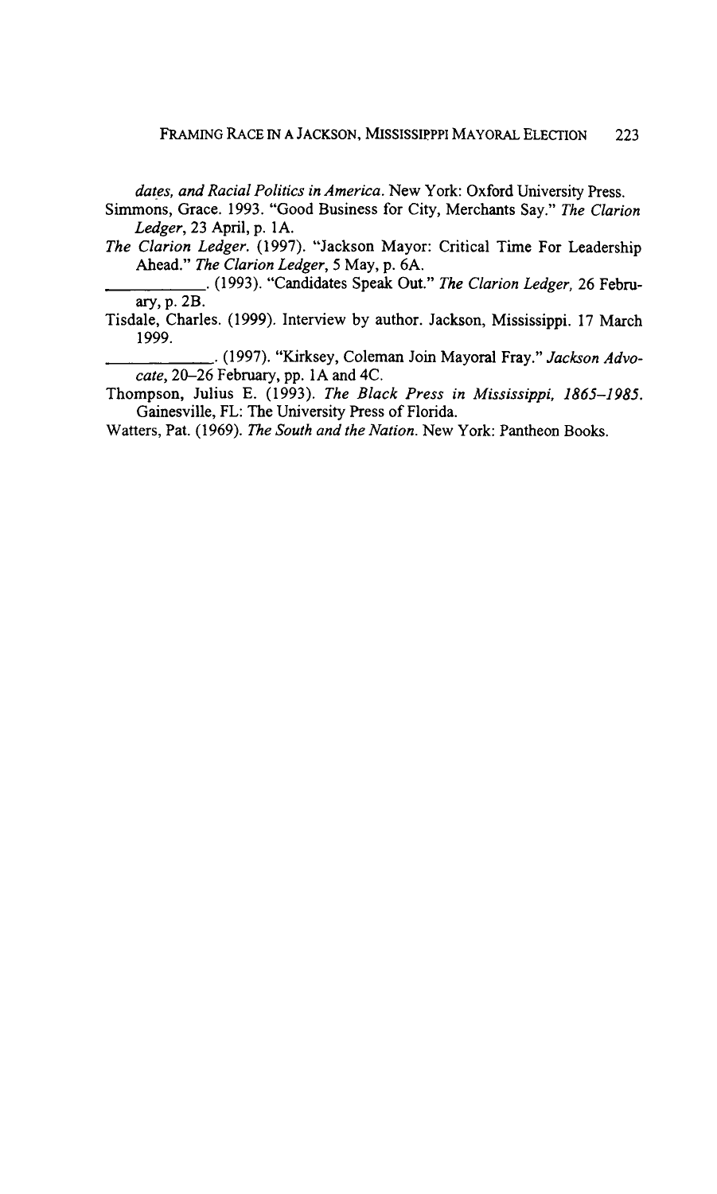*dates, and Racial Politics in America*. New York: Oxford University Press.

Simmons, Grace. 1993. "Good Business for City, Merchants Say." *The Clarion Ledger*, 23 April, p. 1A.

*The Clarion Ledger*. (1997). "Jackson Mayor: Critical Time For Leadership Ahead." *The Clarion Ledger*, 5 May, p. 6A.

\_\_\_\_\_\_\_\_\_\_\_\_. (1993). "Candidates Speak Out." *The Clarion Ledger*, 26 February, p. 2B.

Tisdale, Charles. (1999). Interview by author. Jackson, Mississippi. 17 March 1999.

\_\_\_\_\_\_\_\_\_\_\_\_. (1997). "Kirksey, Coleman Join Mayoral Fray." *Jackson Advocate*, 20–26 February, pp. 1A and 4C.

Thompson, Julius E. (1993). *The Black Press in Mississippi, 1865–1985*. Gainesville, FL: The University Press of Florida.

Watters, Pat. (1969). *The South and the Nation*. New York: Pantheon Books.